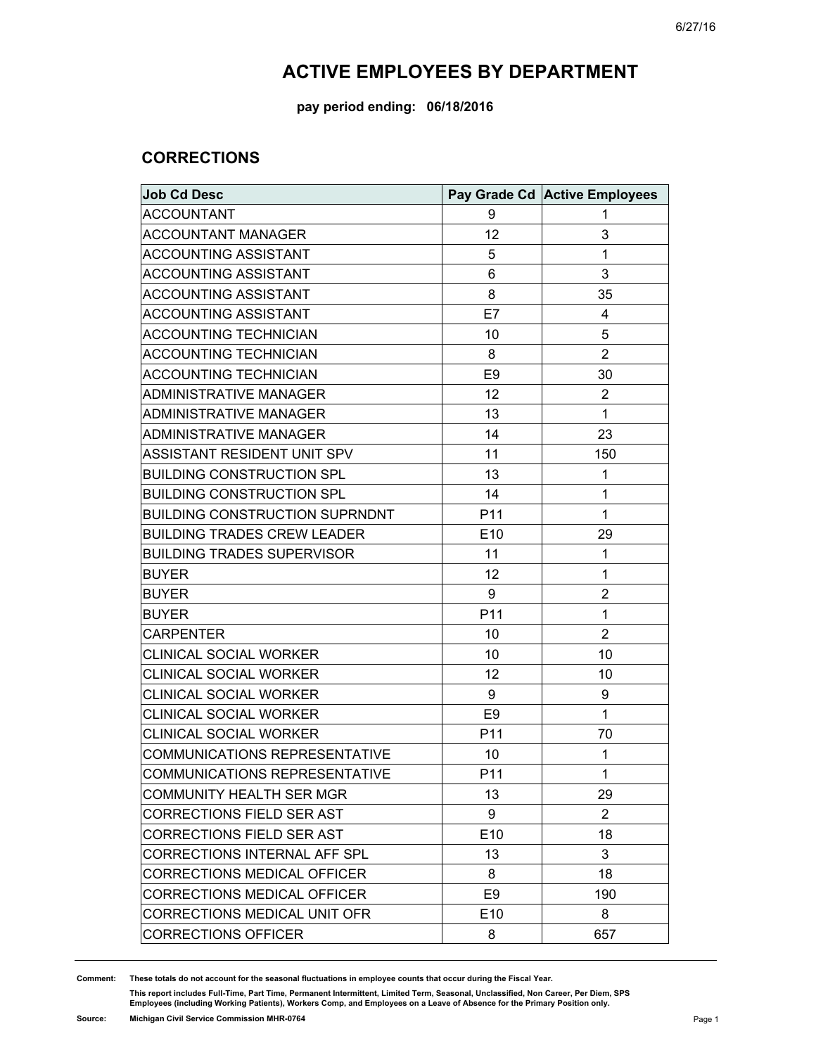# ACTIVE EMPLOYEES BY DEPARTMENT

**pay period ending: 06/18/2016**

## CORRECTIONS

| Job Cd Desc | Pay Grade Cd | Active Employees |
|---|---|---|
| ACCOUNTANT | 9 | 1 |
| ACCOUNTANT MANAGER | 12 | 3 |
| ACCOUNTING ASSISTANT | 5 | 1 |
| ACCOUNTING ASSISTANT | 6 | 3 |
| ACCOUNTING ASSISTANT | 8 | 35 |
| ACCOUNTING ASSISTANT | E7 | 4 |
| ACCOUNTING TECHNICIAN | 10 | 5 |
| ACCOUNTING TECHNICIAN | 8 | 2 |
| ACCOUNTING TECHNICIAN | E9 | 30 |
| ADMINISTRATIVE MANAGER | 12 | 2 |
| ADMINISTRATIVE MANAGER | 13 | 1 |
| ADMINISTRATIVE MANAGER | 14 | 23 |
| ASSISTANT RESIDENT UNIT SPV | 11 | 150 |
| BUILDING CONSTRUCTION SPL | 13 | 1 |
| BUILDING CONSTRUCTION SPL | 14 | 1 |
| BUILDING CONSTRUCTION SUPRNDNT | P11 | 1 |
| BUILDING TRADES CREW LEADER | E10 | 29 |
| BUILDING TRADES SUPERVISOR | 11 | 1 |
| BUYER | 12 | 1 |
| BUYER | 9 | 2 |
| BUYER | P11 | 1 |
| CARPENTER | 10 | 2 |
| CLINICAL SOCIAL WORKER | 10 | 10 |
| CLINICAL SOCIAL WORKER | 12 | 10 |
| CLINICAL SOCIAL WORKER | 9 | 9 |
| CLINICAL SOCIAL WORKER | E9 | 1 |
| CLINICAL SOCIAL WORKER | P11 | 70 |
| COMMUNICATIONS REPRESENTATIVE | 10 | 1 |
| COMMUNICATIONS REPRESENTATIVE | P11 | 1 |
| COMMUNITY HEALTH SER MGR | 13 | 29 |
| CORRECTIONS FIELD SER AST | 9 | 2 |
| CORRECTIONS FIELD SER AST | E10 | 18 |
| CORRECTIONS INTERNAL AFF SPL | 13 | 3 |
| CORRECTIONS MEDICAL OFFICER | 8 | 18 |
| CORRECTIONS MEDICAL OFFICER | E9 | 190 |
| CORRECTIONS MEDICAL UNIT OFR | E10 | 8 |
| CORRECTIONS OFFICER | 8 | 657 |

**Comment:** These totals do not account for the seasonal fluctuations in employee counts that occur during the Fiscal Year.

This report includes Full-Time, Part Time, Permanent Intermittent, Limited Term, Seasonal, Unclassified, Non Career, Per Diem, SPS Employees (including Working Patients), Workers Comp, and Employees on a Leave of Absence for the Primary Position only.

**Source:** Michigan Civil Service Commission MHR-0764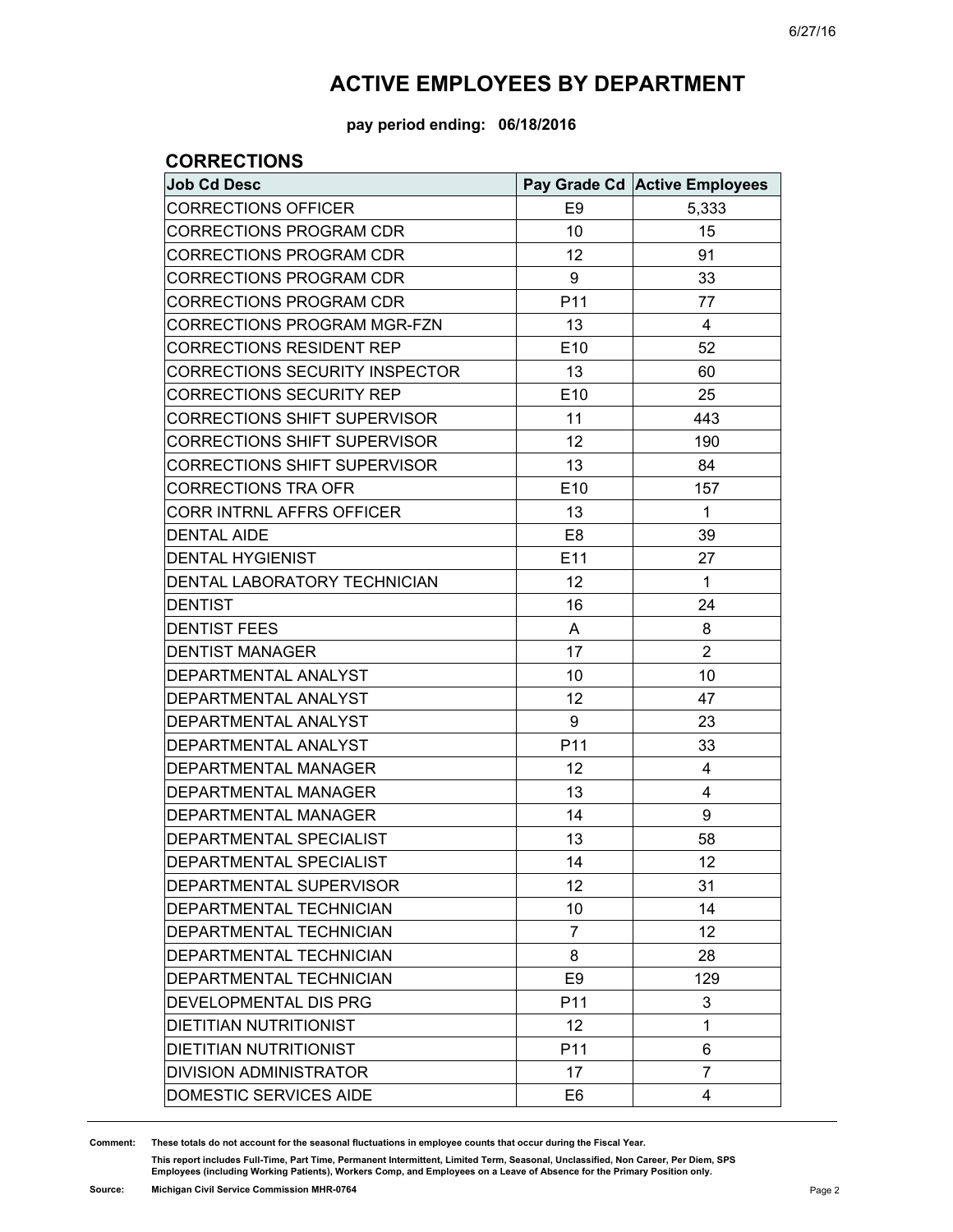# ACTIVE EMPLOYEES BY DEPARTMENT

**pay period ending: 06/18/2016**

## CORRECTIONS

| Job Cd Desc | Pay Grade Cd | Active Employees |
|---|---|---|
| CORRECTIONS OFFICER | E9 | 5,333 |
| CORRECTIONS PROGRAM CDR | 10 | 15 |
| CORRECTIONS PROGRAM CDR | 12 | 91 |
| CORRECTIONS PROGRAM CDR | 9 | 33 |
| CORRECTIONS PROGRAM CDR | P11 | 77 |
| CORRECTIONS PROGRAM MGR-FZN | 13 | 4 |
| CORRECTIONS RESIDENT REP | E10 | 52 |
| CORRECTIONS SECURITY INSPECTOR | 13 | 60 |
| CORRECTIONS SECURITY REP | E10 | 25 |
| CORRECTIONS SHIFT SUPERVISOR | 11 | 443 |
| CORRECTIONS SHIFT SUPERVISOR | 12 | 190 |
| CORRECTIONS SHIFT SUPERVISOR | 13 | 84 |
| CORRECTIONS TRA OFR | E10 | 157 |
| CORR INTRNL AFFRS OFFICER | 13 | 1 |
| DENTAL AIDE | E8 | 39 |
| DENTAL HYGIENIST | E11 | 27 |
| DENTAL LABORATORY TECHNICIAN | 12 | 1 |
| DENTIST | 16 | 24 |
| DENTIST FEES | A | 8 |
| DENTIST MANAGER | 17 | 2 |
| DEPARTMENTAL ANALYST | 10 | 10 |
| DEPARTMENTAL ANALYST | 12 | 47 |
| DEPARTMENTAL ANALYST | 9 | 23 |
| DEPARTMENTAL ANALYST | P11 | 33 |
| DEPARTMENTAL MANAGER | 12 | 4 |
| DEPARTMENTAL MANAGER | 13 | 4 |
| DEPARTMENTAL MANAGER | 14 | 9 |
| DEPARTMENTAL SPECIALIST | 13 | 58 |
| DEPARTMENTAL SPECIALIST | 14 | 12 |
| DEPARTMENTAL SUPERVISOR | 12 | 31 |
| DEPARTMENTAL TECHNICIAN | 10 | 14 |
| DEPARTMENTAL TECHNICIAN | 7 | 12 |
| DEPARTMENTAL TECHNICIAN | 8 | 28 |
| DEPARTMENTAL TECHNICIAN | E9 | 129 |
| DEVELOPMENTAL DIS PRG | P11 | 3 |
| DIETITIAN NUTRITIONIST | 12 | 1 |
| DIETITIAN NUTRITIONIST | P11 | 6 |
| DIVISION ADMINISTRATOR | 17 | 7 |
| DOMESTIC SERVICES AIDE | E6 | 4 |

**Comment:** **These totals do not account for the seasonal fluctuations in employee counts that occur during the Fiscal Year.**

**This report includes Full-Time, Part Time, Permanent Intermittent, Limited Term, Seasonal, Unclassified, Non Career, Per Diem, SPS Employees (including Working Patients), Workers Comp, and Employees on a Leave of Absence for the Primary Position only.**

**Source:** **Michigan Civil Service Commission MHR-0764**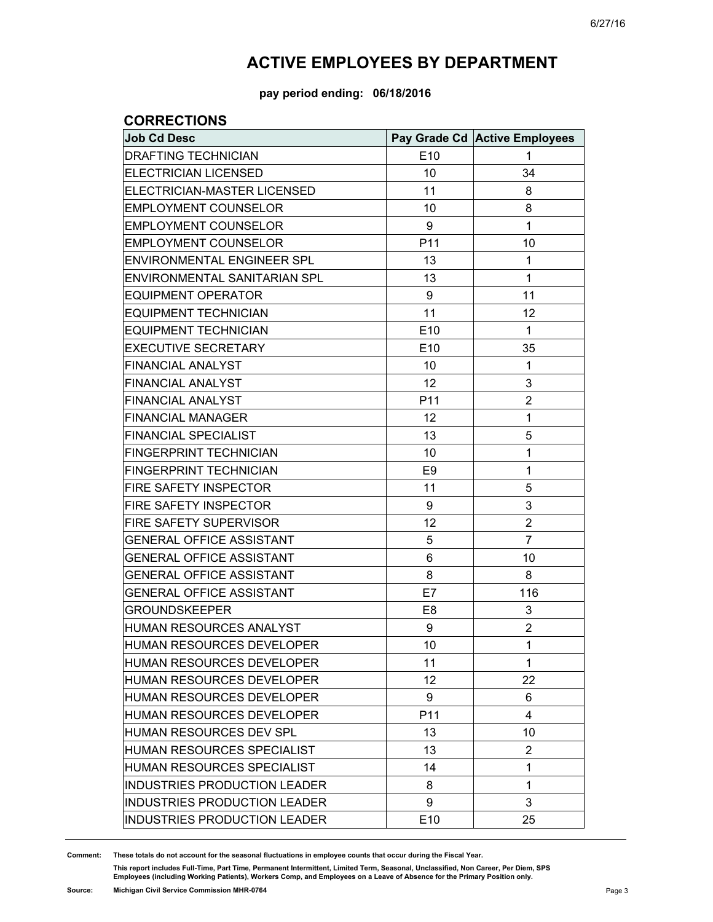# ACTIVE EMPLOYEES BY DEPARTMENT

**pay period ending: 06/18/2016**

## CORRECTIONS

| Job Cd Desc | Pay Grade Cd | Active Employees |
|---|---|---|
| DRAFTING TECHNICIAN | E10 | 1 |
| ELECTRICIAN LICENSED | 10 | 34 |
| ELECTRICIAN-MASTER LICENSED | 11 | 8 |
| EMPLOYMENT COUNSELOR | 10 | 8 |
| EMPLOYMENT COUNSELOR | 9 | 1 |
| EMPLOYMENT COUNSELOR | P11 | 10 |
| ENVIRONMENTAL ENGINEER SPL | 13 | 1 |
| ENVIRONMENTAL SANITARIAN SPL | 13 | 1 |
| EQUIPMENT OPERATOR | 9 | 11 |
| EQUIPMENT TECHNICIAN | 11 | 12 |
| EQUIPMENT TECHNICIAN | E10 | 1 |
| EXECUTIVE SECRETARY | E10 | 35 |
| FINANCIAL ANALYST | 10 | 1 |
| FINANCIAL ANALYST | 12 | 3 |
| FINANCIAL ANALYST | P11 | 2 |
| FINANCIAL MANAGER | 12 | 1 |
| FINANCIAL SPECIALIST | 13 | 5 |
| FINGERPRINT TECHNICIAN | 10 | 1 |
| FINGERPRINT TECHNICIAN | E9 | 1 |
| FIRE SAFETY INSPECTOR | 11 | 5 |
| FIRE SAFETY INSPECTOR | 9 | 3 |
| FIRE SAFETY SUPERVISOR | 12 | 2 |
| GENERAL OFFICE ASSISTANT | 5 | 7 |
| GENERAL OFFICE ASSISTANT | 6 | 10 |
| GENERAL OFFICE ASSISTANT | 8 | 8 |
| GENERAL OFFICE ASSISTANT | E7 | 116 |
| GROUNDSKEEPER | E8 | 3 |
| HUMAN RESOURCES ANALYST | 9 | 2 |
| HUMAN RESOURCES DEVELOPER | 10 | 1 |
| HUMAN RESOURCES DEVELOPER | 11 | 1 |
| HUMAN RESOURCES DEVELOPER | 12 | 22 |
| HUMAN RESOURCES DEVELOPER | 9 | 6 |
| HUMAN RESOURCES DEVELOPER | P11 | 4 |
| HUMAN RESOURCES DEV SPL | 13 | 10 |
| HUMAN RESOURCES SPECIALIST | 13 | 2 |
| HUMAN RESOURCES SPECIALIST | 14 | 1 |
| INDUSTRIES PRODUCTION LEADER | 8 | 1 |
| INDUSTRIES PRODUCTION LEADER | 9 | 3 |
| INDUSTRIES PRODUCTION LEADER | E10 | 25 |

**Comment:** **These totals do not account for the seasonal fluctuations in employee counts that occur during the Fiscal Year.**

**This report includes Full-Time, Part Time, Permanent Intermittent, Limited Term, Seasonal, Unclassified, Non Career, Per Diem, SPS Employees (including Working Patients), Workers Comp, and Employees on a Leave of Absence for the Primary Position only.**

**Source:** **Michigan Civil Service Commission MHR-0764**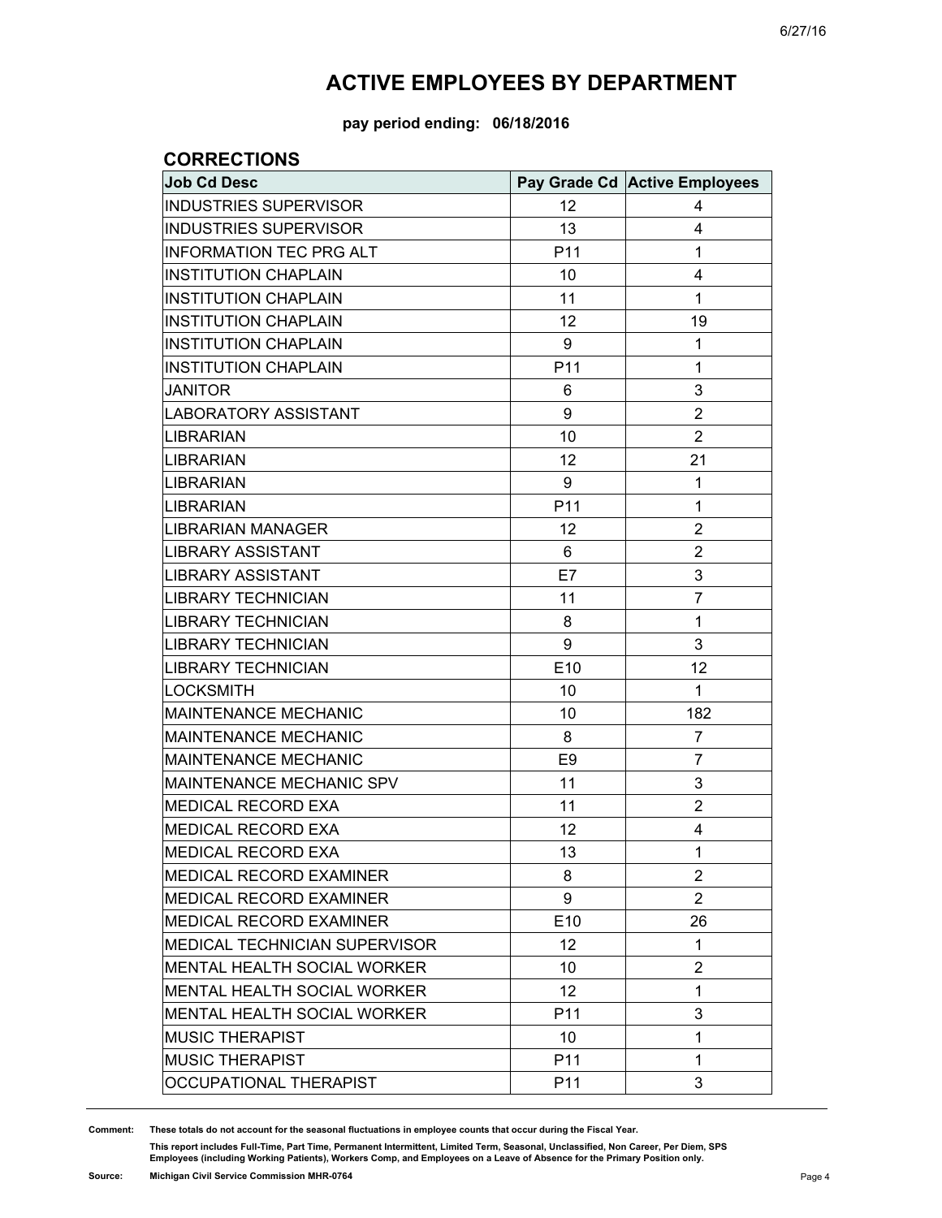# ACTIVE EMPLOYEES BY DEPARTMENT

**pay period ending: 06/18/2016**

## CORRECTIONS

| Job Cd Desc | Pay Grade Cd | Active Employees |
|---|---|---|
| INDUSTRIES SUPERVISOR | 12 | 4 |
| INDUSTRIES SUPERVISOR | 13 | 4 |
| INFORMATION TEC PRG ALT | P11 | 1 |
| INSTITUTION CHAPLAIN | 10 | 4 |
| INSTITUTION CHAPLAIN | 11 | 1 |
| INSTITUTION CHAPLAIN | 12 | 19 |
| INSTITUTION CHAPLAIN | 9 | 1 |
| INSTITUTION CHAPLAIN | P11 | 1 |
| JANITOR | 6 | 3 |
| LABORATORY ASSISTANT | 9 | 2 |
| LIBRARIAN | 10 | 2 |
| LIBRARIAN | 12 | 21 |
| LIBRARIAN | 9 | 1 |
| LIBRARIAN | P11 | 1 |
| LIBRARIAN MANAGER | 12 | 2 |
| LIBRARY ASSISTANT | 6 | 2 |
| LIBRARY ASSISTANT | E7 | 3 |
| LIBRARY TECHNICIAN | 11 | 7 |
| LIBRARY TECHNICIAN | 8 | 1 |
| LIBRARY TECHNICIAN | 9 | 3 |
| LIBRARY TECHNICIAN | E10 | 12 |
| LOCKSMITH | 10 | 1 |
| MAINTENANCE MECHANIC | 10 | 182 |
| MAINTENANCE MECHANIC | 8 | 7 |
| MAINTENANCE MECHANIC | E9 | 7 |
| MAINTENANCE MECHANIC SPV | 11 | 3 |
| MEDICAL RECORD EXA | 11 | 2 |
| MEDICAL RECORD EXA | 12 | 4 |
| MEDICAL RECORD EXA | 13 | 1 |
| MEDICAL RECORD EXAMINER | 8 | 2 |
| MEDICAL RECORD EXAMINER | 9 | 2 |
| MEDICAL RECORD EXAMINER | E10 | 26 |
| MEDICAL TECHNICIAN SUPERVISOR | 12 | 1 |
| MENTAL HEALTH SOCIAL WORKER | 10 | 2 |
| MENTAL HEALTH SOCIAL WORKER | 12 | 1 |
| MENTAL HEALTH SOCIAL WORKER | P11 | 3 |
| MUSIC THERAPIST | 10 | 1 |
| MUSIC THERAPIST | P11 | 1 |
| OCCUPATIONAL THERAPIST | P11 | 3 |

**Comment:** These totals do not account for the seasonal fluctuations in employee counts that occur during the Fiscal Year.

This report includes Full-Time, Part Time, Permanent Intermittent, Limited Term, Seasonal, Unclassified, Non Career, Per Diem, SPS Employees (including Working Patients), Workers Comp, and Employees on a Leave of Absence for the Primary Position only.

**Source:** Michigan Civil Service Commission MHR-0764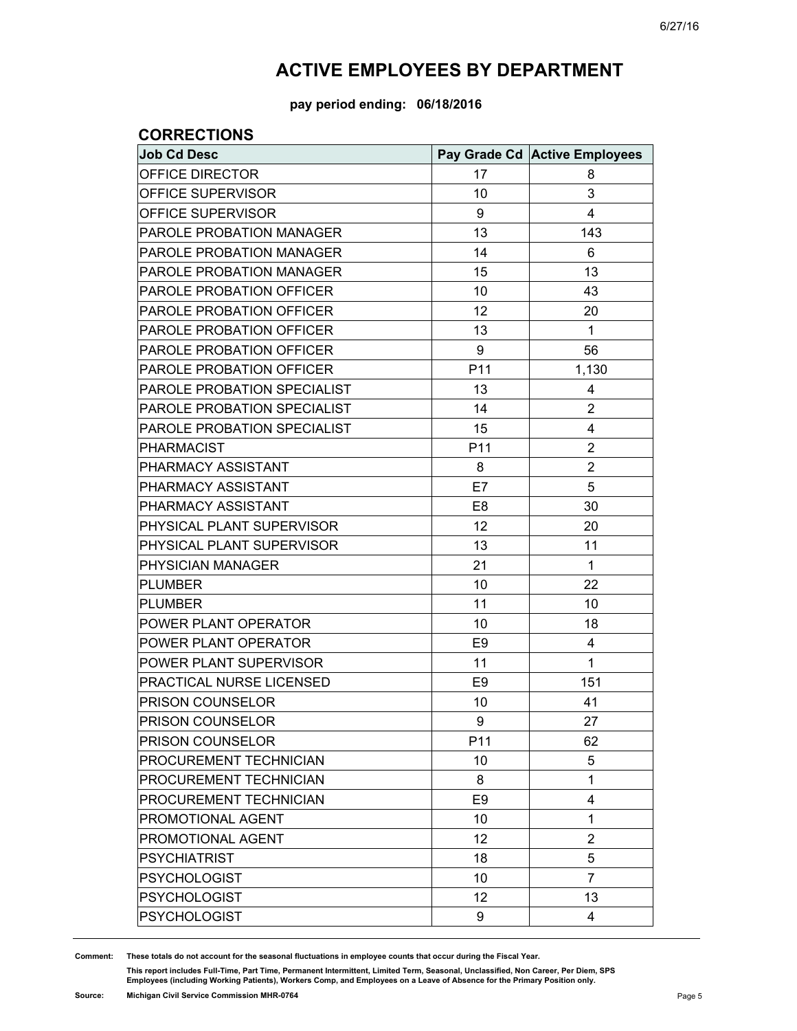# ACTIVE EMPLOYEES BY DEPARTMENT

**pay period ending: 06/18/2016**

## CORRECTIONS

| Job Cd Desc | Pay Grade Cd | Active Employees |
|---|---|---|
| OFFICE DIRECTOR | 17 | 8 |
| OFFICE SUPERVISOR | 10 | 3 |
| OFFICE SUPERVISOR | 9 | 4 |
| PAROLE PROBATION MANAGER | 13 | 143 |
| PAROLE PROBATION MANAGER | 14 | 6 |
| PAROLE PROBATION MANAGER | 15 | 13 |
| PAROLE PROBATION OFFICER | 10 | 43 |
| PAROLE PROBATION OFFICER | 12 | 20 |
| PAROLE PROBATION OFFICER | 13 | 1 |
| PAROLE PROBATION OFFICER | 9 | 56 |
| PAROLE PROBATION OFFICER | P11 | 1,130 |
| PAROLE PROBATION SPECIALIST | 13 | 4 |
| PAROLE PROBATION SPECIALIST | 14 | 2 |
| PAROLE PROBATION SPECIALIST | 15 | 4 |
| PHARMACIST | P11 | 2 |
| PHARMACY ASSISTANT | 8 | 2 |
| PHARMACY ASSISTANT | E7 | 5 |
| PHARMACY ASSISTANT | E8 | 30 |
| PHYSICAL PLANT SUPERVISOR | 12 | 20 |
| PHYSICAL PLANT SUPERVISOR | 13 | 11 |
| PHYSICIAN MANAGER | 21 | 1 |
| PLUMBER | 10 | 22 |
| PLUMBER | 11 | 10 |
| POWER PLANT OPERATOR | 10 | 18 |
| POWER PLANT OPERATOR | E9 | 4 |
| POWER PLANT SUPERVISOR | 11 | 1 |
| PRACTICAL NURSE LICENSED | E9 | 151 |
| PRISON COUNSELOR | 10 | 41 |
| PRISON COUNSELOR | 9 | 27 |
| PRISON COUNSELOR | P11 | 62 |
| PROCUREMENT TECHNICIAN | 10 | 5 |
| PROCUREMENT TECHNICIAN | 8 | 1 |
| PROCUREMENT TECHNICIAN | E9 | 4 |
| PROMOTIONAL AGENT | 10 | 1 |
| PROMOTIONAL AGENT | 12 | 2 |
| PSYCHIATRIST | 18 | 5 |
| PSYCHOLOGIST | 10 | 7 |
| PSYCHOLOGIST | 12 | 13 |
| PSYCHOLOGIST | 9 | 4 |

**Comment:** These totals do not account for the seasonal fluctuations in employee counts that occur during the Fiscal Year.

This report includes Full-Time, Part Time, Permanent Intermittent, Limited Term, Seasonal, Unclassified, Non Career, Per Diem, SPS Employees (including Working Patients), Workers Comp, and Employees on a Leave of Absence for the Primary Position only.

**Source:** Michigan Civil Service Commission MHR-0764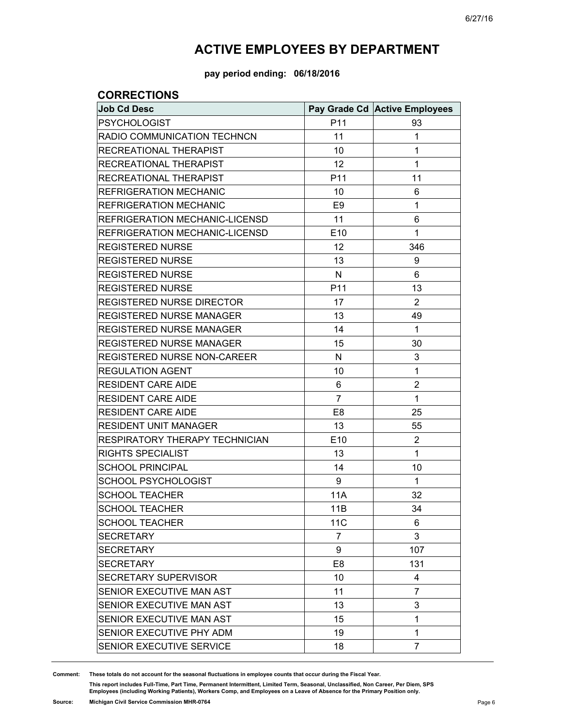# ACTIVE EMPLOYEES BY DEPARTMENT

**pay period ending: 06/18/2016**

## CORRECTIONS

| Job Cd Desc | Pay Grade Cd | Active Employees |
|---|---|---|
| PSYCHOLOGIST | P11 | 93 |
| RADIO COMMUNICATION TECHNCN | 11 | 1 |
| RECREATIONAL THERAPIST | 10 | 1 |
| RECREATIONAL THERAPIST | 12 | 1 |
| RECREATIONAL THERAPIST | P11 | 11 |
| REFRIGERATION MECHANIC | 10 | 6 |
| REFRIGERATION MECHANIC | E9 | 1 |
| REFRIGERATION MECHANIC-LICENSD | 11 | 6 |
| REFRIGERATION MECHANIC-LICENSD | E10 | 1 |
| REGISTERED NURSE | 12 | 346 |
| REGISTERED NURSE | 13 | 9 |
| REGISTERED NURSE | N | 6 |
| REGISTERED NURSE | P11 | 13 |
| REGISTERED NURSE DIRECTOR | 17 | 2 |
| REGISTERED NURSE MANAGER | 13 | 49 |
| REGISTERED NURSE MANAGER | 14 | 1 |
| REGISTERED NURSE MANAGER | 15 | 30 |
| REGISTERED NURSE NON-CAREER | N | 3 |
| REGULATION AGENT | 10 | 1 |
| RESIDENT CARE AIDE | 6 | 2 |
| RESIDENT CARE AIDE | 7 | 1 |
| RESIDENT CARE AIDE | E8 | 25 |
| RESIDENT UNIT MANAGER | 13 | 55 |
| RESPIRATORY THERAPY TECHNICIAN | E10 | 2 |
| RIGHTS SPECIALIST | 13 | 1 |
| SCHOOL PRINCIPAL | 14 | 10 |
| SCHOOL PSYCHOLOGIST | 9 | 1 |
| SCHOOL TEACHER | 11A | 32 |
| SCHOOL TEACHER | 11B | 34 |
| SCHOOL TEACHER | 11C | 6 |
| SECRETARY | 7 | 3 |
| SECRETARY | 9 | 107 |
| SECRETARY | E8 | 131 |
| SECRETARY SUPERVISOR | 10 | 4 |
| SENIOR EXECUTIVE MAN AST | 11 | 7 |
| SENIOR EXECUTIVE MAN AST | 13 | 3 |
| SENIOR EXECUTIVE MAN AST | 15 | 1 |
| SENIOR EXECUTIVE PHY ADM | 19 | 1 |
| SENIOR EXECUTIVE SERVICE | 18 | 7 |

**Comment:** These totals do not account for the seasonal fluctuations in employee counts that occur during the Fiscal Year.

This report includes Full-Time, Part Time, Permanent Intermittent, Limited Term, Seasonal, Unclassified, Non Career, Per Diem, SPS Employees (including Working Patients), Workers Comp, and Employees on a Leave of Absence for the Primary Position only.

**Source:** Michigan Civil Service Commission MHR-0764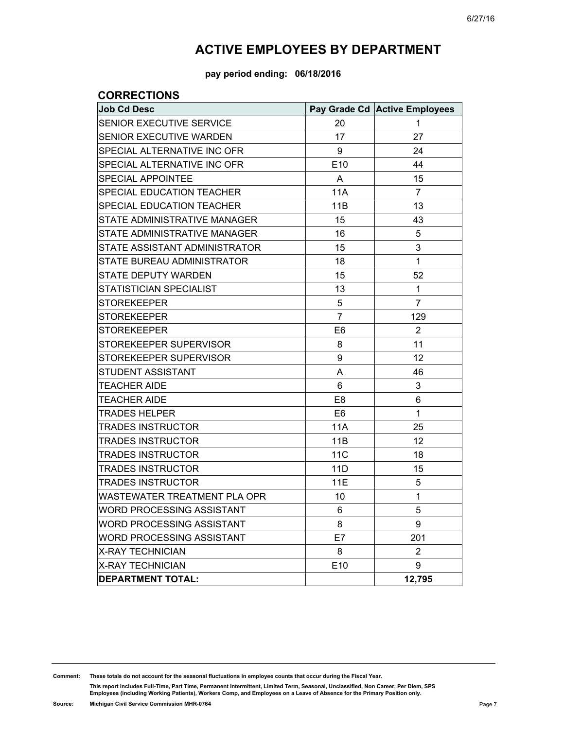# ACTIVE EMPLOYEES BY DEPARTMENT

**pay period ending: 06/18/2016**

## CORRECTIONS

| Job Cd Desc | Pay Grade Cd | Active Employees |
|---|---|---|
| SENIOR EXECUTIVE SERVICE | 20 | 1 |
| SENIOR EXECUTIVE WARDEN | 17 | 27 |
| SPECIAL ALTERNATIVE INC OFR | 9 | 24 |
| SPECIAL ALTERNATIVE INC OFR | E10 | 44 |
| SPECIAL APPOINTEE | A | 15 |
| SPECIAL EDUCATION TEACHER | 11A | 7 |
| SPECIAL EDUCATION TEACHER | 11B | 13 |
| STATE ADMINISTRATIVE MANAGER | 15 | 43 |
| STATE ADMINISTRATIVE MANAGER | 16 | 5 |
| STATE ASSISTANT ADMINISTRATOR | 15 | 3 |
| STATE BUREAU ADMINISTRATOR | 18 | 1 |
| STATE DEPUTY WARDEN | 15 | 52 |
| STATISTICIAN SPECIALIST | 13 | 1 |
| STOREKEEPER | 5 | 7 |
| STOREKEEPER | 7 | 129 |
| STOREKEEPER | E6 | 2 |
| STOREKEEPER SUPERVISOR | 8 | 11 |
| STOREKEEPER SUPERVISOR | 9 | 12 |
| STUDENT ASSISTANT | A | 46 |
| TEACHER AIDE | 6 | 3 |
| TEACHER AIDE | E8 | 6 |
| TRADES HELPER | E6 | 1 |
| TRADES INSTRUCTOR | 11A | 25 |
| TRADES INSTRUCTOR | 11B | 12 |
| TRADES INSTRUCTOR | 11C | 18 |
| TRADES INSTRUCTOR | 11D | 15 |
| TRADES INSTRUCTOR | 11E | 5 |
| WASTEWATER TREATMENT PLA OPR | 10 | 1 |
| WORD PROCESSING ASSISTANT | 6 | 5 |
| WORD PROCESSING ASSISTANT | 8 | 9 |
| WORD PROCESSING ASSISTANT | E7 | 201 |
| X-RAY TECHNICIAN | 8 | 2 |
| X-RAY TECHNICIAN | E10 | 9 |
| **DEPARTMENT TOTAL:** | | **12,795** |

**Comment:** These totals do not account for the seasonal fluctuations in employee counts that occur during the Fiscal Year.

This report includes Full-Time, Part Time, Permanent Intermittent, Limited Term, Seasonal, Unclassified, Non Career, Per Diem, SPS Employees (including Working Patients), Workers Comp, and Employees on a Leave of Absence for the Primary Position only.

**Source:** Michigan Civil Service Commission MHR-0764